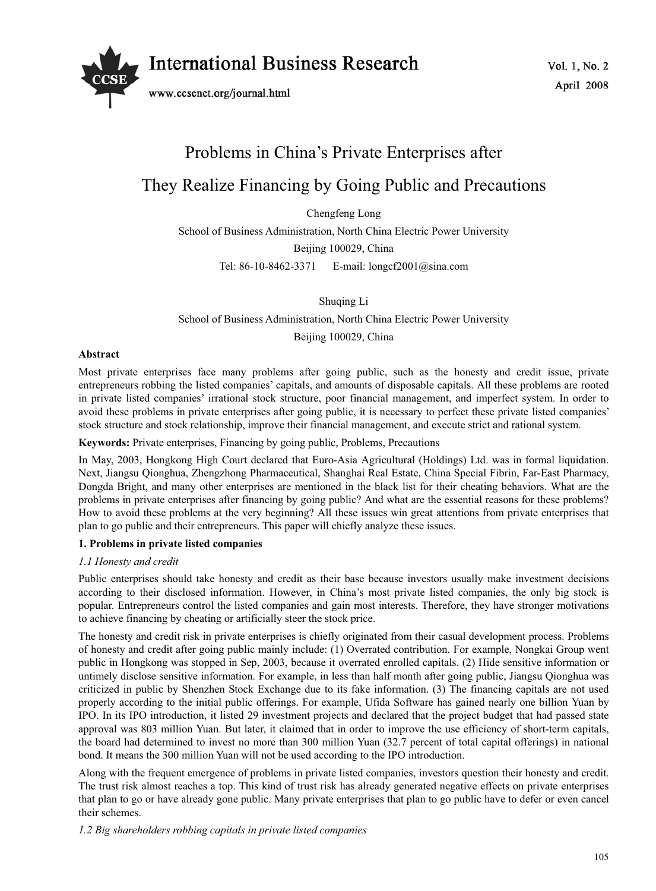# Problems in China's Private Enterprises after They Realize Financing by Going Public and Precautions

Chengfeng Long

School of Business Administration, North China Electric Power University

Beijing 100029, China

Tel: 86-10-8462-3371 E-mail: longcf2001@sina.com

Shuqing Li

School of Business Administration, North China Electric Power University

Beijing 100029, China

**Abstract**

Most private enterprises face many problems after going public, such as the honesty and credit issue, private entrepreneurs robbing the listed companies' capitals, and amounts of disposable capitals. All these problems are rooted in private listed companies' irrational stock structure, poor financial management, and imperfect system. In order to avoid these problems in private enterprises after going public, it is necessary to perfect these private listed companies' stock structure and stock relationship, improve their financial management, and execute strict and rational system.

**Keywords:** Private enterprises, Financing by going public, Problems, Precautions

In May, 2003, Hongkong High Court declared that Euro-Asia Agricultural (Holdings) Ltd. was in formal liquidation. Next, Jiangsu Qionghua, Zhengzhong Pharmaceutical, Shanghai Real Estate, China Special Fibrin, Far-East Pharmacy, Dongda Bright, and many other enterprises are mentioned in the black list for their cheating behaviors. What are the problems in private enterprises after financing by going public? And what are the essential reasons for these problems? How to avoid these problems at the very beginning? All these issues win great attentions from private enterprises that plan to go public and their entrepreneurs. This paper will chiefly analyze these issues.

## 1. Problems in private listed companies

### *1.1 Honesty and credit*

Public enterprises should take honesty and credit as their base because investors usually make investment decisions according to their disclosed information. However, in China's most private listed companies, the only big stock is popular. Entrepreneurs control the listed companies and gain most interests. Therefore, they have stronger motivations to achieve financing by cheating or artificially steer the stock price.

The honesty and credit risk in private enterprises is chiefly originated from their casual development process. Problems of honesty and credit after going public mainly include: (1) Overrated contribution. For example, Nongkai Group went public in Hongkong was stopped in Sep, 2003, because it overrated enrolled capitals. (2) Hide sensitive information or untimely disclose sensitive information. For example, in less than half month after going public, Jiangsu Qionghua was criticized in public by Shenzhen Stock Exchange due to its fake information. (3) The financing capitals are not used properly according to the initial public offerings. For example, Ufida Software has gained nearly one billion Yuan by IPO. In its IPO introduction, it listed 29 investment projects and declared that the project budget that had passed state approval was 803 million Yuan. But later, it claimed that in order to improve the use efficiency of short-term capitals, the board had determined to invest no more than 300 million Yuan (32.7 percent of total capital offerings) in national bond. It means the 300 million Yuan will not be used according to the IPO introduction.

Along with the frequent emergence of problems in private listed companies, investors question their honesty and credit. The trust risk almost reaches a top. This kind of trust risk has already generated negative effects on private enterprises that plan to go or have already gone public. Many private enterprises that plan to go public have to defer or even cancel their schemes.

### *1.2 Big shareholders robbing capitals in private listed companies*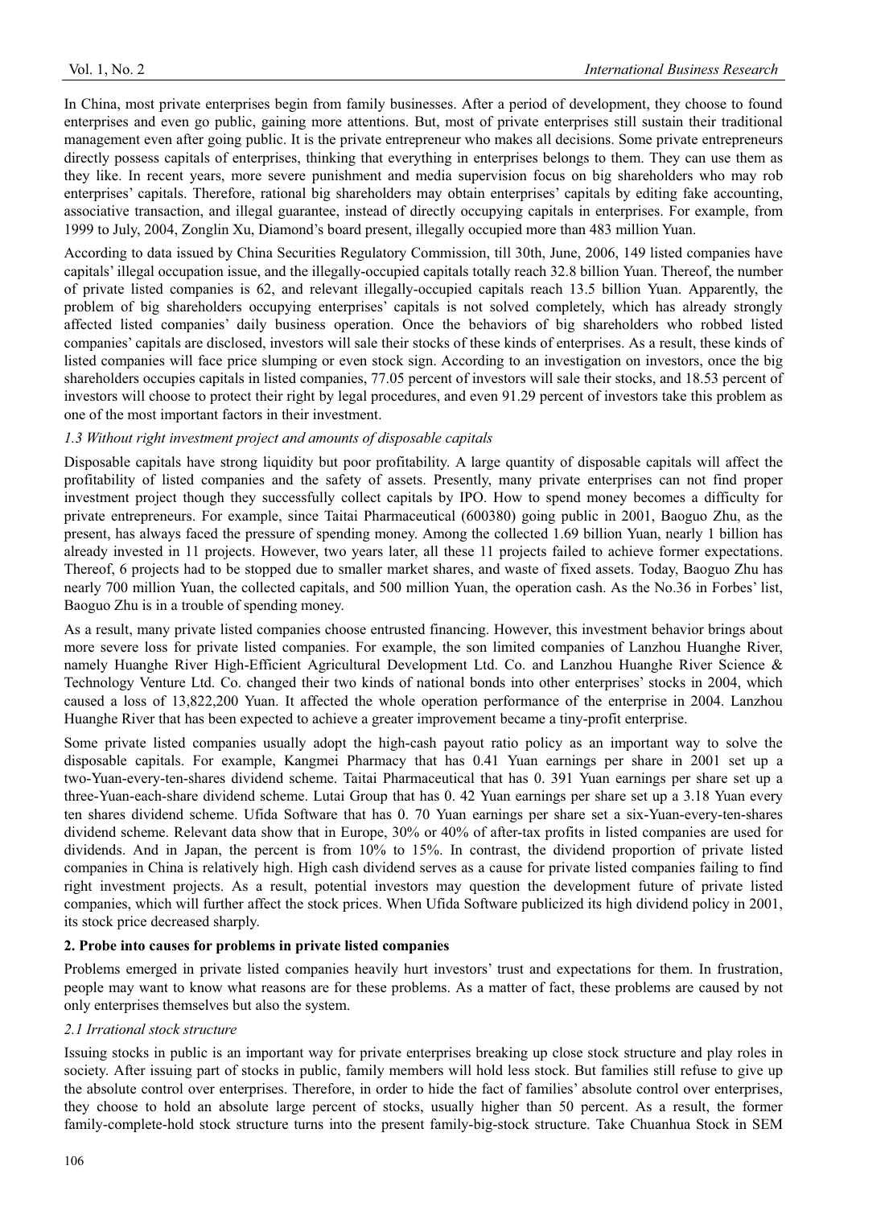In China, most private enterprises begin from family businesses. After a period of development, they choose to found enterprises and even go public, gaining more attentions. But, most of private enterprises still sustain their traditional management even after going public. It is the private entrepreneur who makes all decisions. Some private entrepreneurs directly possess capitals of enterprises, thinking that everything in enterprises belongs to them. They can use them as they like. In recent years, more severe punishment and media supervision focus on big shareholders who may rob enterprises' capitals. Therefore, rational big shareholders may obtain enterprises' capitals by editing fake accounting, associative transaction, and illegal guarantee, instead of directly occupying capitals in enterprises. For example, from 1999 to July, 2004, Zonglin Xu, Diamond's board present, illegally occupied more than 483 million Yuan.

According to data issued by China Securities Regulatory Commission, till 30th, June, 2006, 149 listed companies have capitals' illegal occupation issue, and the illegally-occupied capitals totally reach 32.8 billion Yuan. Thereof, the number of private listed companies is 62, and relevant illegally-occupied capitals reach 13.5 billion Yuan. Apparently, the problem of big shareholders occupying enterprises' capitals is not solved completely, which has already strongly affected listed companies' daily business operation. Once the behaviors of big shareholders who robbed listed companies' capitals are disclosed, investors will sale their stocks of these kinds of enterprises. As a result, these kinds of listed companies will face price slumping or even stock sign. According to an investigation on investors, once the big shareholders occupies capitals in listed companies, 77.05 percent of investors will sale their stocks, and 18.53 percent of investors will choose to protect their right by legal procedures, and even 91.29 percent of investors take this problem as one of the most important factors in their investment.

### *1.3 Without right investment project and amounts of disposable capitals*

Disposable capitals have strong liquidity but poor profitability. A large quantity of disposable capitals will affect the profitability of listed companies and the safety of assets. Presently, many private enterprises can not find proper investment project though they successfully collect capitals by IPO. How to spend money becomes a difficulty for private entrepreneurs. For example, since Taitai Pharmaceutical (600380) going public in 2001, Baoguo Zhu, as the present, has always faced the pressure of spending money. Among the collected 1.69 billion Yuan, nearly 1 billion has already invested in 11 projects. However, two years later, all these 11 projects failed to achieve former expectations. Thereof, 6 projects had to be stopped due to smaller market shares, and waste of fixed assets. Today, Baoguo Zhu has nearly 700 million Yuan, the collected capitals, and 500 million Yuan, the operation cash. As the No.36 in Forbes' list, Baoguo Zhu is in a trouble of spending money.

As a result, many private listed companies choose entrusted financing. However, this investment behavior brings about more severe loss for private listed companies. For example, the son limited companies of Lanzhou Huanghe River, namely Huanghe River High-Efficient Agricultural Development Ltd. Co. and Lanzhou Huanghe River Science & Technology Venture Ltd. Co. changed their two kinds of national bonds into other enterprises' stocks in 2004, which caused a loss of 13,822,200 Yuan. It affected the whole operation performance of the enterprise in 2004. Lanzhou Huanghe River that has been expected to achieve a greater improvement became a tiny-profit enterprise.

Some private listed companies usually adopt the high-cash payout ratio policy as an important way to solve the disposable capitals. For example, Kangmei Pharmacy that has 0.41 Yuan earnings per share in 2001 set up a two-Yuan-every-ten-shares dividend scheme. Taitai Pharmaceutical that has 0. 391 Yuan earnings per share set up a three-Yuan-each-share dividend scheme. Lutai Group that has 0. 42 Yuan earnings per share set up a 3.18 Yuan every ten shares dividend scheme. Ufida Software that has 0. 70 Yuan earnings per share set a six-Yuan-every-ten-shares dividend scheme. Relevant data show that in Europe, 30% or 40% of after-tax profits in listed companies are used for dividends. And in Japan, the percent is from 10% to 15%. In contrast, the dividend proportion of private listed companies in China is relatively high. High cash dividend serves as a cause for private listed companies failing to find right investment projects. As a result, potential investors may question the development future of private listed companies, which will further affect the stock prices. When Ufida Software publicized its high dividend policy in 2001, its stock price decreased sharply.

## 2. Probe into causes for problems in private listed companies

Problems emerged in private listed companies heavily hurt investors' trust and expectations for them. In frustration, people may want to know what reasons are for these problems. As a matter of fact, these problems are caused by not only enterprises themselves but also the system.

### *2.1 Irrational stock structure*

Issuing stocks in public is an important way for private enterprises breaking up close stock structure and play roles in society. After issuing part of stocks in public, family members will hold less stock. But families still refuse to give up the absolute control over enterprises. Therefore, in order to hide the fact of families' absolute control over enterprises, they choose to hold an absolute large percent of stocks, usually higher than 50 percent. As a result, the former family-complete-hold stock structure turns into the present family-big-stock structure. Take Chuanhua Stock in SEM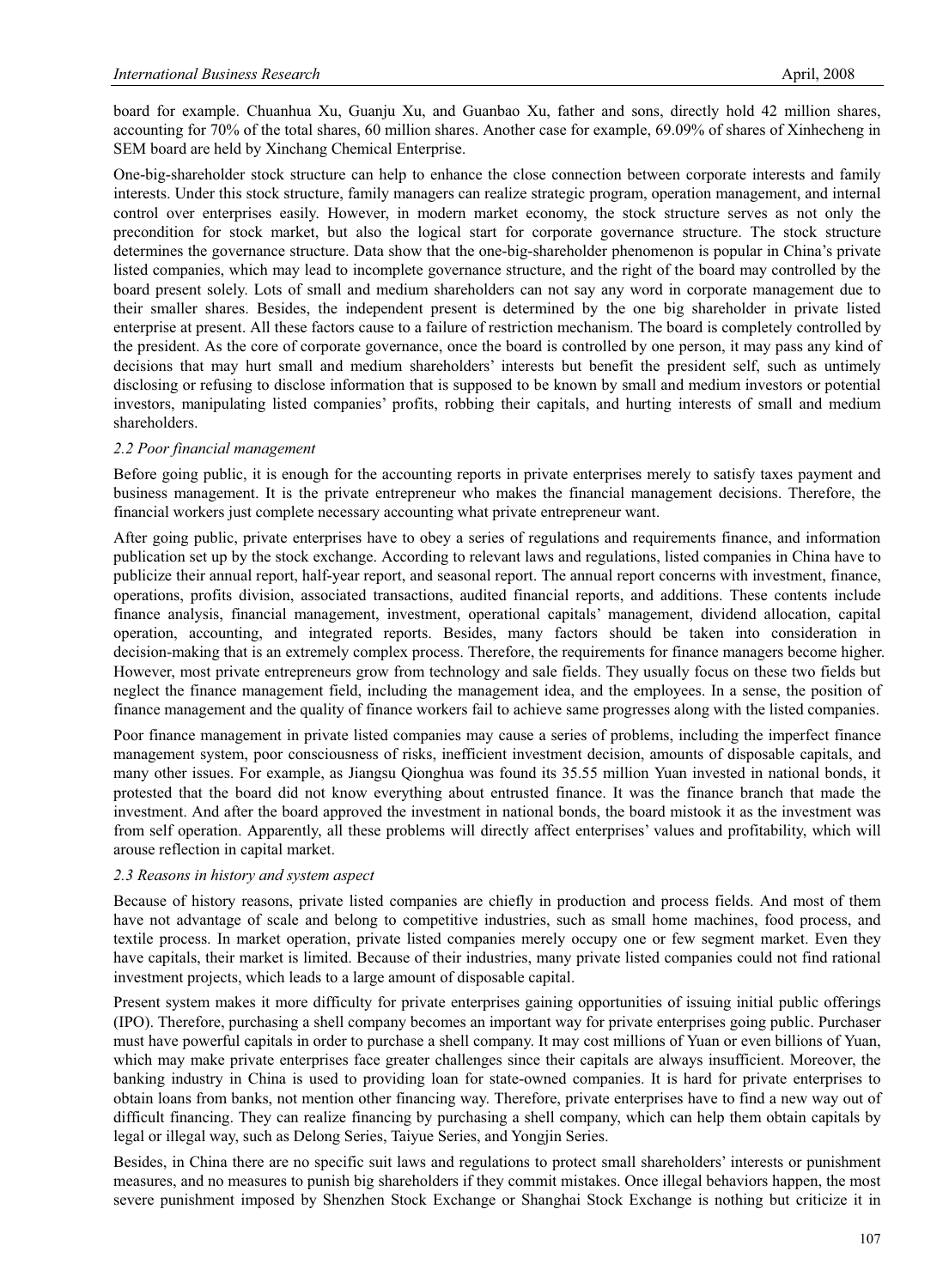board for example. Chuanhua Xu, Guanju Xu, and Guanbao Xu, father and sons, directly hold 42 million shares, accounting for 70% of the total shares, 60 million shares. Another case for example, 69.09% of shares of Xinhecheng in SEM board are held by Xinchang Chemical Enterprise.

One-big-shareholder stock structure can help to enhance the close connection between corporate interests and family interests. Under this stock structure, family managers can realize strategic program, operation management, and internal control over enterprises easily. However, in modern market economy, the stock structure serves as not only the precondition for stock market, but also the logical start for corporate governance structure. The stock structure determines the governance structure. Data show that the one-big-shareholder phenomenon is popular in China's private listed companies, which may lead to incomplete governance structure, and the right of the board may controlled by the board present solely. Lots of small and medium shareholders can not say any word in corporate management due to their smaller shares. Besides, the independent present is determined by the one big shareholder in private listed enterprise at present. All these factors cause to a failure of restriction mechanism. The board is completely controlled by the president. As the core of corporate governance, once the board is controlled by one person, it may pass any kind of decisions that may hurt small and medium shareholders' interests but benefit the president self, such as untimely disclosing or refusing to disclose information that is supposed to be known by small and medium investors or potential investors, manipulating listed companies' profits, robbing their capitals, and hurting interests of small and medium shareholders.

### *2.2 Poor financial management*

Before going public, it is enough for the accounting reports in private enterprises merely to satisfy taxes payment and business management. It is the private entrepreneur who makes the financial management decisions. Therefore, the financial workers just complete necessary accounting what private entrepreneur want.

After going public, private enterprises have to obey a series of regulations and requirements finance, and information publication set up by the stock exchange. According to relevant laws and regulations, listed companies in China have to publicize their annual report, half-year report, and seasonal report. The annual report concerns with investment, finance, operations, profits division, associated transactions, audited financial reports, and additions. These contents include finance analysis, financial management, investment, operational capitals' management, dividend allocation, capital operation, accounting, and integrated reports. Besides, many factors should be taken into consideration in decision-making that is an extremely complex process. Therefore, the requirements for finance managers become higher. However, most private entrepreneurs grow from technology and sale fields. They usually focus on these two fields but neglect the finance management field, including the management idea, and the employees. In a sense, the position of finance management and the quality of finance workers fail to achieve same progresses along with the listed companies.

Poor finance management in private listed companies may cause a series of problems, including the imperfect finance management system, poor consciousness of risks, inefficient investment decision, amounts of disposable capitals, and many other issues. For example, as Jiangsu Qionghua was found its 35.55 million Yuan invested in national bonds, it protested that the board did not know everything about entrusted finance. It was the finance branch that made the investment. And after the board approved the investment in national bonds, the board mistook it as the investment was from self operation. Apparently, all these problems will directly affect enterprises' values and profitability, which will arouse reflection in capital market.

### *2.3 Reasons in history and system aspect*

Because of history reasons, private listed companies are chiefly in production and process fields. And most of them have not advantage of scale and belong to competitive industries, such as small home machines, food process, and textile process. In market operation, private listed companies merely occupy one or few segment market. Even they have capitals, their market is limited. Because of their industries, many private listed companies could not find rational investment projects, which leads to a large amount of disposable capital.

Present system makes it more difficulty for private enterprises gaining opportunities of issuing initial public offerings (IPO). Therefore, purchasing a shell company becomes an important way for private enterprises going public. Purchaser must have powerful capitals in order to purchase a shell company. It may cost millions of Yuan or even billions of Yuan, which may make private enterprises face greater challenges since their capitals are always insufficient. Moreover, the banking industry in China is used to providing loan for state-owned companies. It is hard for private enterprises to obtain loans from banks, not mention other financing way. Therefore, private enterprises have to find a new way out of difficult financing. They can realize financing by purchasing a shell company, which can help them obtain capitals by legal or illegal way, such as Delong Series, Taiyue Series, and Yongjin Series.

Besides, in China there are no specific suit laws and regulations to protect small shareholders' interests or punishment measures, and no measures to punish big shareholders if they commit mistakes. Once illegal behaviors happen, the most severe punishment imposed by Shenzhen Stock Exchange or Shanghai Stock Exchange is nothing but criticize it in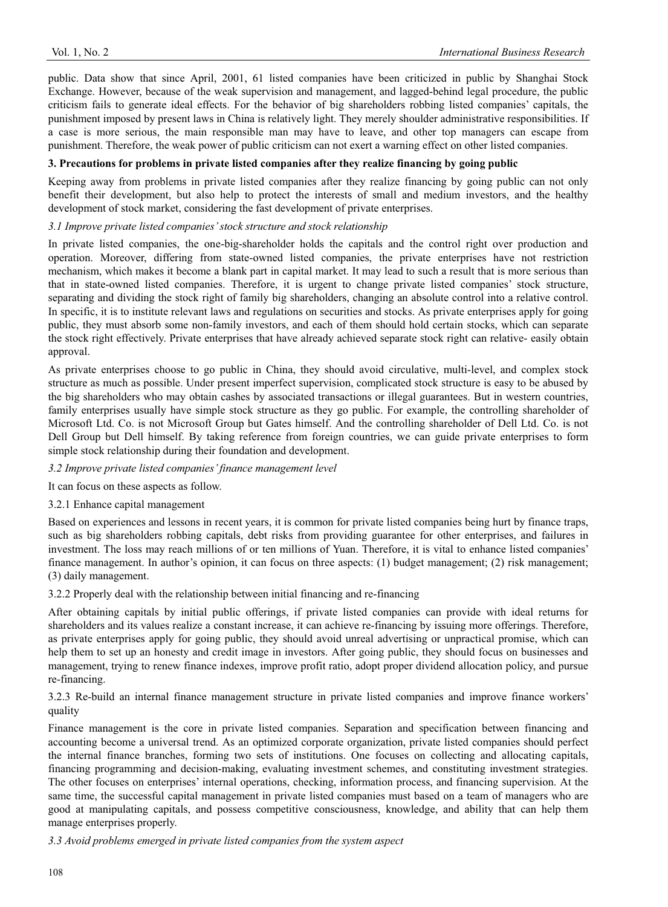public. Data show that since April, 2001, 61 listed companies have been criticized in public by Shanghai Stock Exchange. However, because of the weak supervision and management, and lagged-behind legal procedure, the public criticism fails to generate ideal effects. For the behavior of big shareholders robbing listed companies' capitals, the punishment imposed by present laws in China is relatively light. They merely shoulder administrative responsibilities. If a case is more serious, the main responsible man may have to leave, and other top managers can escape from punishment. Therefore, the weak power of public criticism can not exert a warning effect on other listed companies.

## 3. Precautions for problems in private listed companies after they realize financing by going public

Keeping away from problems in private listed companies after they realize financing by going public can not only benefit their development, but also help to protect the interests of small and medium investors, and the healthy development of stock market, considering the fast development of private enterprises.

### *3.1 Improve private listed companies' stock structure and stock relationship*

In private listed companies, the one-big-shareholder holds the capitals and the control right over production and operation. Moreover, differing from state-owned listed companies, the private enterprises have not restriction mechanism, which makes it become a blank part in capital market. It may lead to such a result that is more serious than that in state-owned listed companies. Therefore, it is urgent to change private listed companies' stock structure, separating and dividing the stock right of family big shareholders, changing an absolute control into a relative control. In specific, it is to institute relevant laws and regulations on securities and stocks. As private enterprises apply for going public, they must absorb some non-family investors, and each of them should hold certain stocks, which can separate the stock right effectively. Private enterprises that have already achieved separate stock right can relative- easily obtain approval.

As private enterprises choose to go public in China, they should avoid circulative, multi-level, and complex stock structure as much as possible. Under present imperfect supervision, complicated stock structure is easy to be abused by the big shareholders who may obtain cashes by associated transactions or illegal guarantees. But in western countries, family enterprises usually have simple stock structure as they go public. For example, the controlling shareholder of Microsoft Ltd. Co. is not Microsoft Group but Gates himself. And the controlling shareholder of Dell Ltd. Co. is not Dell Group but Dell himself. By taking reference from foreign countries, we can guide private enterprises to form simple stock relationship during their foundation and development.

### *3.2 Improve private listed companies' finance management level*

It can focus on these aspects as follow.

#### 3.2.1 Enhance capital management

Based on experiences and lessons in recent years, it is common for private listed companies being hurt by finance traps, such as big shareholders robbing capitals, debt risks from providing guarantee for other enterprises, and failures in investment. The loss may reach millions of or ten millions of Yuan. Therefore, it is vital to enhance listed companies' finance management. In author's opinion, it can focus on three aspects: (1) budget management; (2) risk management; (3) daily management.

#### 3.2.2 Properly deal with the relationship between initial financing and re-financing

After obtaining capitals by initial public offerings, if private listed companies can provide with ideal returns for shareholders and its values realize a constant increase, it can achieve re-financing by issuing more offerings. Therefore, as private enterprises apply for going public, they should avoid unreal advertising or unpractical promise, which can help them to set up an honesty and credit image in investors. After going public, they should focus on businesses and management, trying to renew finance indexes, improve profit ratio, adopt proper dividend allocation policy, and pursue re-financing.

#### 3.2.3 Re-build an internal finance management structure in private listed companies and improve finance workers' quality

Finance management is the core in private listed companies. Separation and specification between financing and accounting become a universal trend. As an optimized corporate organization, private listed companies should perfect the internal finance branches, forming two sets of institutions. One focuses on collecting and allocating capitals, financing programming and decision-making, evaluating investment schemes, and constituting investment strategies. The other focuses on enterprises' internal operations, checking, information process, and financing supervision. At the same time, the successful capital management in private listed companies must based on a team of managers who are good at manipulating capitals, and possess competitive consciousness, knowledge, and ability that can help them manage enterprises properly.

### *3.3 Avoid problems emerged in private listed companies from the system aspect*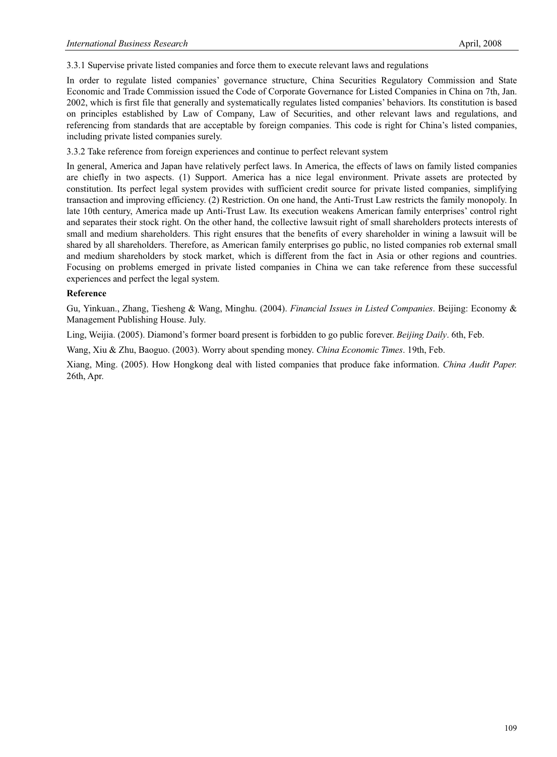#### 3.3.1 Supervise private listed companies and force them to execute relevant laws and regulations

In order to regulate listed companies' governance structure, China Securities Regulatory Commission and State Economic and Trade Commission issued the Code of Corporate Governance for Listed Companies in China on 7th, Jan. 2002, which is first file that generally and systematically regulates listed companies' behaviors. Its constitution is based on principles established by Law of Company, Law of Securities, and other relevant laws and regulations, and referencing from standards that are acceptable by foreign companies. This code is right for China's listed companies, including private listed companies surely.

#### 3.3.2 Take reference from foreign experiences and continue to perfect relevant system

In general, America and Japan have relatively perfect laws. In America, the effects of laws on family listed companies are chiefly in two aspects. (1) Support. America has a nice legal environment. Private assets are protected by constitution. Its perfect legal system provides with sufficient credit source for private listed companies, simplifying transaction and improving efficiency. (2) Restriction. On one hand, the Anti-Trust Law restricts the family monopoly. In late 10th century, America made up Anti-Trust Law. Its execution weakens American family enterprises' control right and separates their stock right. On the other hand, the collective lawsuit right of small shareholders protects interests of small and medium shareholders. This right ensures that the benefits of every shareholder in wining a lawsuit will be shared by all shareholders. Therefore, as American family enterprises go public, no listed companies rob external small and medium shareholders by stock market, which is different from the fact in Asia or other regions and countries. Focusing on problems emerged in private listed companies in China we can take reference from these successful experiences and perfect the legal system.

**Reference**

Gu, Yinkuan., Zhang, Tiesheng & Wang, Minghu. (2004). *Financial Issues in Listed Companies*. Beijing: Economy & Management Publishing House. July.

Ling, Weijia. (2005). Diamond's former board present is forbidden to go public forever. *Beijing Daily*. 6th, Feb.

Wang, Xiu & Zhu, Baoguo. (2003). Worry about spending money. *China Economic Times*. 19th, Feb.

Xiang, Ming. (2005). How Hongkong deal with listed companies that produce fake information. *China Audit Paper.* 26th, Apr.